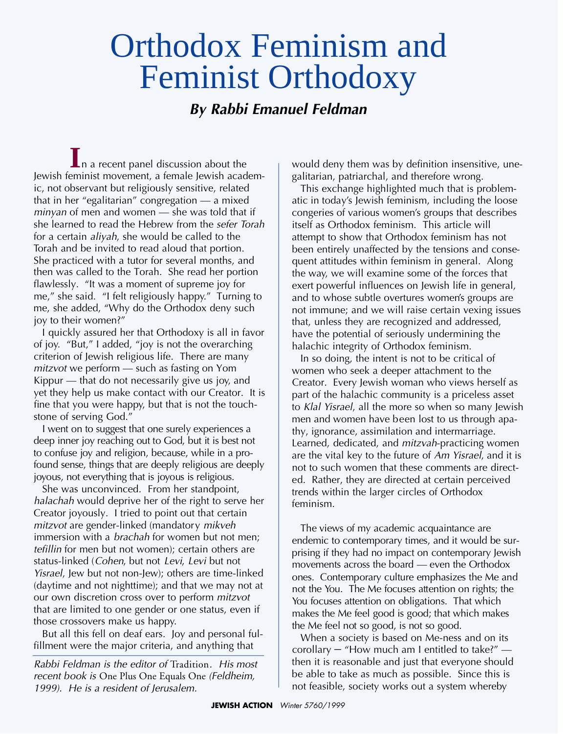# Orthodox Feminism and Feminist Orthodoxy

### *By Rabbi Emanuel Feldman*

In a recent panel discussion about the Jewish feminist movement, a female Jewish academic, not observant but religiously sensitive, related that in her "egalitarian" congregation — a mixed *minyan* of men and women — she was told that if she learned to read the Hebrew from the *sefer Torah* for a certain *aliyah*, she would be called to the Torah and be invited to read aloud that portion. She practiced with a tutor for several months, and then was called to the Torah. She read her portion flawlessly. "It was a moment of supreme joy for me," she said. "I felt religiously happy." Turning to me, she added, "Why do the Orthodox deny such joy to their women?"

I quickly assured her that Orthodoxy is all in favor of joy. "But," I added, "joy is not the overarching criterion of Jewish religious life. There are many *mitzvot* we perform — such as fasting on Yom Kippur — that do not necessarily give us joy, and yet they help us make contact with our Creator. It is fine that you were happy, but that is not the touchstone of serving God."

I went on to suggest that one surely experiences a deep inner joy reaching out to God, but it is best not to confuse joy and religion, because, while in a profound sense, things that are deeply religious are deeply joyous, not everything that is joyous is religious.

She was unconvinced. From her standpoint, *halachah* would deprive her of the right to serve her Creator joyously. I tried to point out that certain *mitzvot* are gender-linked (mandatory *mikveh* immersion with a *brachah* for women but not men; *tefillin* for men but not women); certain others are status-linked (*Cohen*, but not *Levi*, *Levi* but not *Yisrael*, Jew but not non-Jew); others are time-linked (daytime and not nighttime); and that we may not at our own discretion cross over to perform *mitzvot* that are limited to one gender or one status, even if those crossovers make us happy.

But all this fell on deaf ears. Joy and personal fulfillment were the major criteria, and anything that would deny them was by definition insensitive, unegalitarian, patriarchal, and therefore wrong.

This exchange highlighted much that is problematic in today's Jewish feminism, including the loose congeries of various women's groups that describes itself as Orthodox feminism. This article will attempt to show that Orthodox feminism has not been entirely unaffected by the tensions and consequent attitudes within feminism in general. Along the way, we will examine some of the forces that exert powerful influences on Jewish life in general, and to whose subtle overtures women's groups are not immune; and we will raise certain vexing issues that, unless they are recognized and addressed, have the potential of seriously undermining the halachic integrity of Orthodox feminism.

In so doing, the intent is not to be critical of women who seek a deeper attachment to the Creator. Every Jewish woman who views herself as part of the halachic community is a priceless asset to *Klal Yisrael*, all the more so when so many Jewish men and women have been lost to us through apathy, ignorance, assimilation and intermarriage. Learned, dedicated, and *mitzvah*-practicing women are the vital key to the future of *Am Yisrael*, and it is not to such women that these comments are directed. Rather, they are directed at certain perceived trends within the larger circles of Orthodox feminism.

The views of my academic acquaintance are endemic to contemporary times, and it would be surprising if they had no impact on contemporary Jewish movements across the board — even the Orthodox ones. Contemporary culture emphasizes the Me and not the You. The Me focuses attention on rights; the You focuses attention on obligations. That which makes the Me feel good is good; that which makes the Me feel not so good, is not so good.

When a society is based on Me-ness and on its corollary — "How much am I entitled to take?" — then it is reasonable and just that everyone should be able to take as much as possible. Since this is not feasible, society works out a system whereby

---

*Rabbi Feldman is the editor of* Tradition. *His most recent book is* One Plus One Equals One *(Feldheim, 1999). He is a resident of Jerusalem.*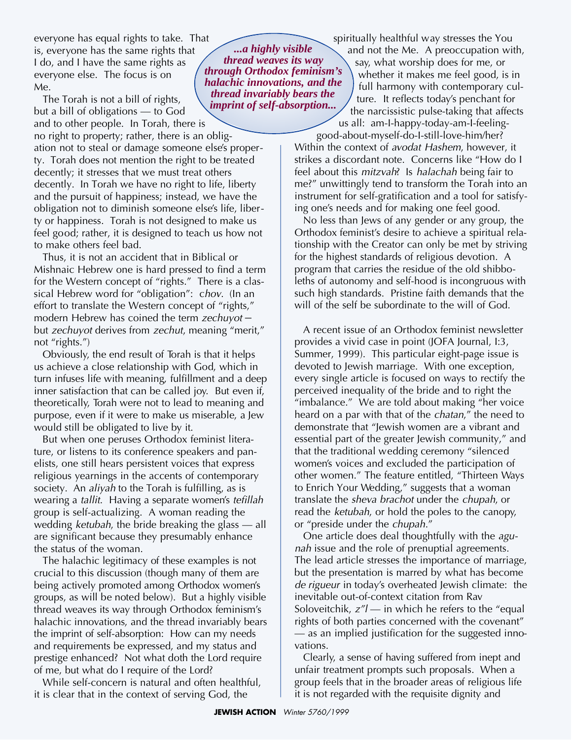everyone has equal rights to take. That is, everyone has the same rights that I do, and I have the same rights as everyone else. The focus is on Me.

The Torah is not a bill of rights, but a bill of obligations — to God and to other people. In Torah, there is no right to property; rather, there is an obligation not to steal or damage someone else's property. Torah does not mention the right to be treated decently; it stresses that we must treat others decently. In Torah we have no right to life, liberty and the pursuit of happiness; instead, we have the obligation not to diminish someone else's life, liberty or happiness. Torah is not designed to make us feel good; rather, it is designed to teach us how not to make others feel bad.

Thus, it is not an accident that in Biblical or Mishnaic Hebrew one is hard pressed to find a term for the Western concept of "rights." There is a classical Hebrew word for "obligation": c*hov*. (In an effort to translate the Western concept of "rights," modern Hebrew has coined the term *zechuyot* — but *zechuyot* derives from *zechut*, meaning "merit," not "rights.")

Obviously, the end result of Torah is that it helps us achieve a close relationship with God, which in turn infuses life with meaning, fulfillment and a deep inner satisfaction that can be called joy. But even if, theoretically, Torah were not to lead to meaning and purpose, even if it were to make us miserable, a Jew would still be obligated to live by it.

But when one peruses Orthodox feminist literature, or listens to its conference speakers and panelists, one still hears persistent voices that express religious yearnings in the accents of contemporary society. An *aliyah* to the Torah is fulfilling, as is wearing a *tallit*. Having a separate women's *tefillah* group is self-actualizing. A woman reading the wedding *ketubah*, the bride breaking the glass — all are significant because they presumably enhance the status of the woman.

The halachic legitimacy of these examples is not crucial to this discussion (though many of them are being actively promoted among Orthodox women's groups, as will be noted below). But a highly visible thread weaves its way through Orthodox feminism's halachic innovations, and the thread invariably bears the imprint of self-absorption: How can my needs and requirements be expressed, and my status and prestige enhanced? Not what doth the Lord require of me, but what do I require of the Lord?

***...a highly visible thread weaves its way through Orthodox feminism's halachic innovations, and the thread invariably bears the imprint of self-absorption...***

While self-concern is natural and often healthful, it is clear that in the context of serving God, the spiritually healthful way stresses the You and not the Me. A preoccupation with, say, what worship does for me, or whether it makes me feel good, is in full harmony with contemporary culture. It reflects today's penchant for the narcissistic pulse-taking that affects us all: am-I-happy-today-am-I-feeling-good-about-myself-do-I-still-love-him/her? Within the context of *avodat Hashem*, however, it strikes a discordant note. Concerns like "How do I feel about this *mitzvah*? Is *halachah* being fair to me?" unwittingly tend to transform the Torah into an instrument for self-gratification and a tool for satisfying one's needs and for making one feel good.

No less than Jews of any gender or any group, the Orthodox feminist's desire to achieve a spiritual relationship with the Creator can only be met by striving for the highest standards of religious devotion. A program that carries the residue of the old shibboleths of autonomy and self-hood is incongruous with such high standards. Pristine faith demands that the will of the self be subordinate to the will of God.

A recent issue of an Orthodox feminist newsletter provides a vivid case in point (JOFA Journal, I:3, Summer, 1999). This particular eight-page issue is devoted to Jewish marriage. With one exception, every single article is focused on ways to rectify the perceived inequality of the bride and to right the "imbalance." We are told about making "her voice heard on a par with that of the *chatan*," the need to demonstrate that "Jewish women are a vibrant and essential part of the greater Jewish community," and that the traditional wedding ceremony "silenced women's voices and excluded the participation of other women." The feature entitled, "Thirteen Ways to Enrich Your Wedding," suggests that a woman translate the *sheva brachot* under the *chupah*, or read the *ketubah*, or hold the poles to the canopy, or "preside under the *chupah*."

One article does deal thoughtfully with the *agunah* issue and the role of prenuptial agreements. The lead article stresses the importance of marriage, but the presentation is marred by what has become *de rigueur* in today's overheated Jewish climate: the inevitable out-of-context citation from Rav Soloveitchik, *z"l* — in which he refers to the "equal rights of both parties concerned with the covenant" — as an implied justification for the suggested innovations.

Clearly, a sense of having suffered from inept and unfair treatment prompts such proposals. When a group feels that in the broader areas of religious life it is not regarded with the requisite dignity and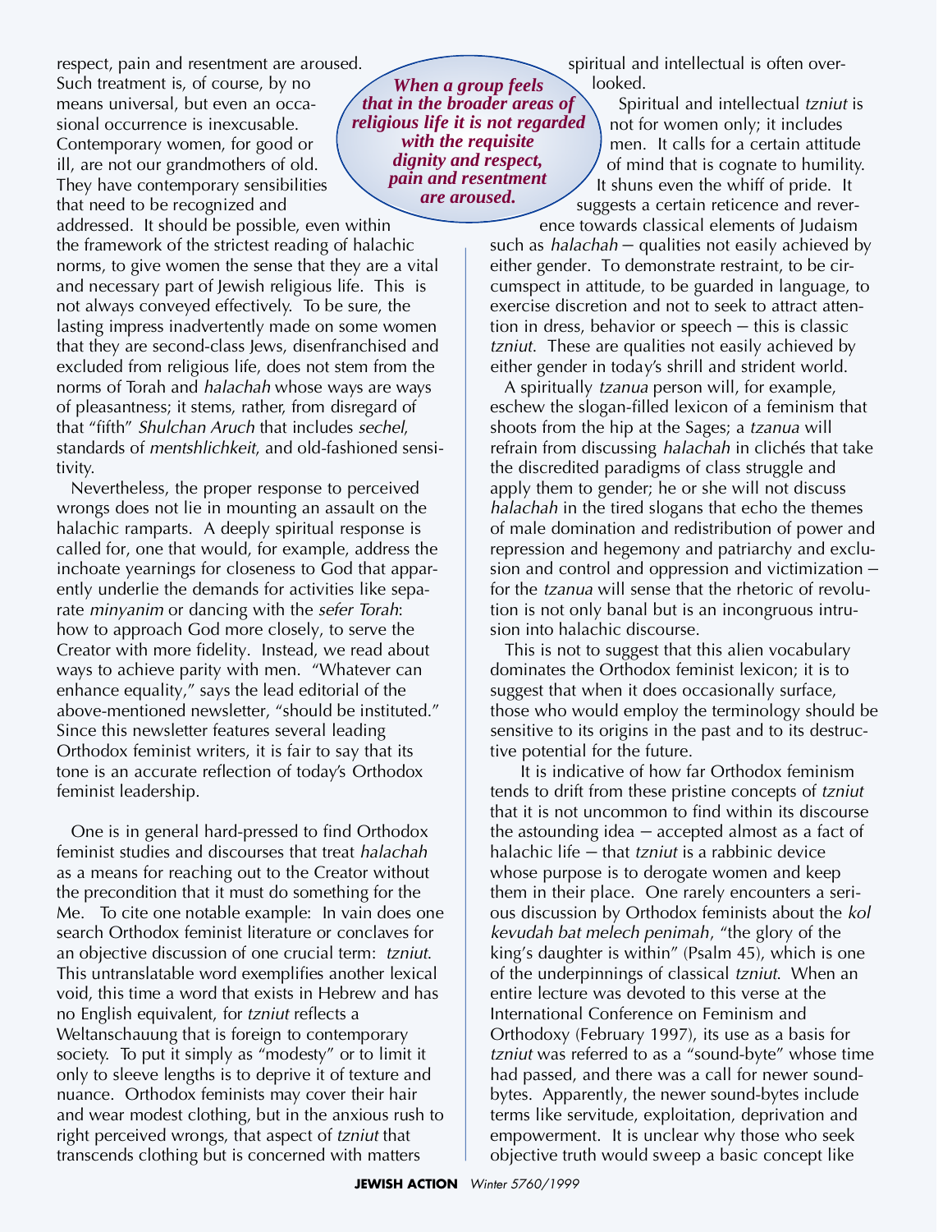respect, pain and resentment are aroused. Such treatment is, of course, by no means universal, but even an occasional occurrence is inexcusable. Contemporary women, for good or ill, are not our grandmothers of old. They have contemporary sensibilities that need to be recognized and addressed. It should be possible, even within the framework of the strictest reading of halachic norms, to give women the sense that they are a vital and necessary part of Jewish religious life. This is not always conveyed effectively. To be sure, the lasting impress inadvertently made on some women that they are second-class Jews, disenfranchised and excluded from religious life, does not stem from the norms of Torah and *halachah* whose ways are ways of pleasantness; it stems, rather, from disregard of that "fifth" *Shulchan Aruch* that includes *sechel*, standards of *mentshlichkeit*, and old-fashioned sensitivity.

***When a group feels that in the broader areas of religious life it is not regarded with the requisite dignity and respect, pain and resentment are aroused.***

Nevertheless, the proper response to perceived wrongs does not lie in mounting an assault on the halachic ramparts. A deeply spiritual response is called for, one that would, for example, address the inchoate yearnings for closeness to God that apparently underlie the demands for activities like separate *minyanim* or dancing with the *sefer Torah*: how to approach God more closely, to serve the Creator with more fidelity. Instead, we read about ways to achieve parity with men. "Whatever can enhance equality," says the lead editorial of the above-mentioned newsletter, "should be instituted." Since this newsletter features several leading Orthodox feminist writers, it is fair to say that its tone is an accurate reflection of today's Orthodox feminist leadership.

One is in general hard-pressed to find Orthodox feminist studies and discourses that treat *halachah* as a means for reaching out to the Creator without the precondition that it must do something for the Me. To cite one notable example: In vain does one search Orthodox feminist literature or conclaves for an objective discussion of one crucial term: *tzniut*. This untranslatable word exemplifies another lexical void, this time a word that exists in Hebrew and has no English equivalent, for *tzniut* reflects a Weltanschauung that is foreign to contemporary society. To put it simply as "modesty" or to limit it only to sleeve lengths is to deprive it of texture and nuance. Orthodox feminists may cover their hair and wear modest clothing, but in the anxious rush to right perceived wrongs, that aspect of *tzniut* that transcends clothing but is concerned with matters spiritual and intellectual is often overlooked.

Spiritual and intellectual *tzniut* is not for women only; it includes men. It calls for a certain attitude of mind that is cognate to humility. It shuns even the whiff of pride. It suggests a certain reticence and reverence towards classical elements of Judaism such as *halachah* — qualities not easily achieved by either gender. To demonstrate restraint, to be circumspect in attitude, to be guarded in language, to exercise discretion and not to seek to attract attention in dress, behavior or speech — this is classic *tzniut*. These are qualities not easily achieved by either gender in today's shrill and strident world.

A spiritually *tzanua* person will, for example, eschew the slogan-filled lexicon of a feminism that shoots from the hip at the Sages; a *tzanua* will refrain from discussing *halachah* in clichés that take the discredited paradigms of class struggle and apply them to gender; he or she will not discuss *halachah* in the tired slogans that echo the themes of male domination and redistribution of power and repression and hegemony and patriarchy and exclusion and control and oppression and victimization — for the *tzanua* will sense that the rhetoric of revolution is not only banal but is an incongruous intrusion into halachic discourse.

This is not to suggest that this alien vocabulary dominates the Orthodox feminist lexicon; it is to suggest that when it does occasionally surface, those who would employ the terminology should be sensitive to its origins in the past and to its destructive potential for the future.

It is indicative of how far Orthodox feminism tends to drift from these pristine concepts of *tzniut* that it is not uncommon to find within its discourse the astounding idea — accepted almost as a fact of halachic life — that *tzniut* is a rabbinic device whose purpose is to derogate women and keep them in their place. One rarely encounters a serious discussion by Orthodox feminists about the *kol kevudah bat melech penimah*, "the glory of the king's daughter is within" (Psalm 45), which is one of the underpinnings of classical *tzniut*. When an entire lecture was devoted to this verse at the International Conference on Feminism and Orthodoxy (February 1997), its use as a basis for *tzniut* was referred to as a "sound-byte" whose time had passed, and there was a call for newer sound-bytes. Apparently, the newer sound-bytes include terms like servitude, exploitation, deprivation and empowerment. It is unclear why those who seek objective truth would sweep a basic concept like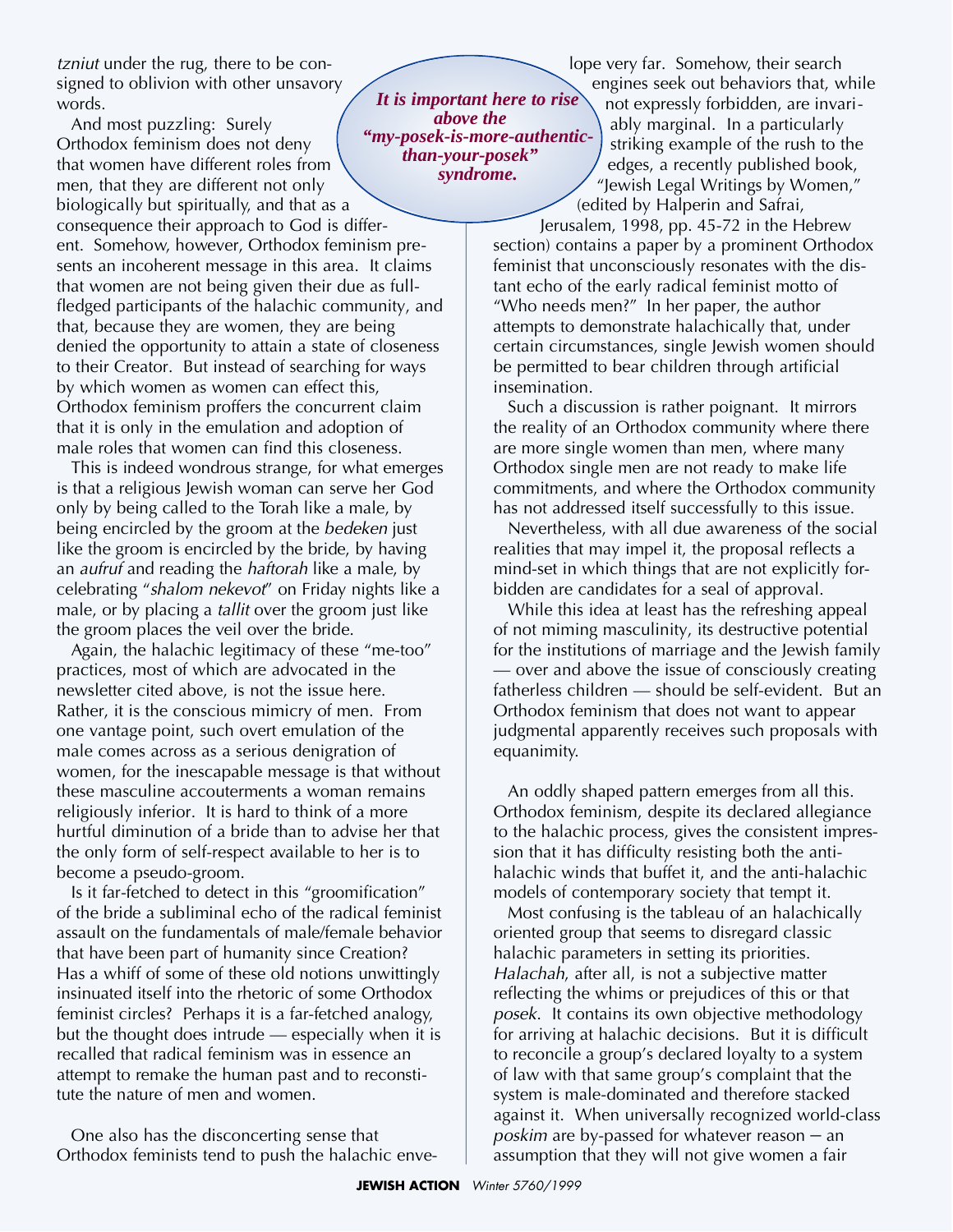*tzniut* under the rug, there to be consigned to oblivion with other unsavory words.

And most puzzling: Surely Orthodox feminism does not deny that women have different roles from men, that they are different not only biologically but spiritually, and that as a consequence their approach to God is different. Somehow, however, Orthodox feminism presents an incoherent message in this area. It claims that women are not being given their due as full-fledged participants of the halachic community, and that, because they are women, they are being denied the opportunity to attain a state of closeness to their Creator. But instead of searching for ways by which women as women can effect this, Orthodox feminism proffers the concurrent claim that it is only in the emulation and adoption of male roles that women can find this closeness.

This is indeed wondrous strange, for what emerges is that a religious Jewish woman can serve her God only by being called to the Torah like a male, by being encircled by the groom at the *bedeken* just like the groom is encircled by the bride, by having an *aufruf* and reading the *haftorah* like a male, by celebrating "*shalom nekevot*" on Friday nights like a male, or by placing a *tallit* over the groom just like the groom places the veil over the bride.

Again, the halachic legitimacy of these "me-too" practices, most of which are advocated in the newsletter cited above, is not the issue here. Rather, it is the conscious mimicry of men. From one vantage point, such overt emulation of the male comes across as a serious denigration of women, for the inescapable message is that without these masculine accouterments a woman remains religiously inferior. It is hard to think of a more hurtful diminution of a bride than to advise her that the only form of self-respect available to her is to become a pseudo-groom.

Is it far-fetched to detect in this "groomification" of the bride a subliminal echo of the radical feminist assault on the fundamentals of male/female behavior that have been part of humanity since Creation? Has a whiff of some of these old notions unwittingly insinuated itself into the rhetoric of some Orthodox feminist circles? Perhaps it is a far-fetched analogy, but the thought does intrude — especially when it is recalled that radical feminism was in essence an attempt to remake the human past and to reconstitute the nature of men and women.

One also has the disconcerting sense that Orthodox feminists tend to push the halachic envelope very far. Somehow, their search engines seek out behaviors that, while not expressly forbidden, are invariably marginal. In a particularly striking example of the rush to the edges, a recently published book, "Jewish Legal Writings by Women," (edited by Halperin and Safrai, Jerusalem, 1998, pp. 45-72 in the Hebrew section) contains a paper by a prominent Orthodox feminist that unconsciously resonates with the distant echo of the early radical feminist motto of "Who needs men?" In her paper, the author attempts to demonstrate halachically that, under certain circumstances, single Jewish women should be permitted to bear children through artificial insemination.

***It is important here to rise above the "my-posek-is-more-authentic-than-your-posek" syndrome.***

Such a discussion is rather poignant. It mirrors the reality of an Orthodox community where there are more single women than men, where many Orthodox single men are not ready to make life commitments, and where the Orthodox community has not addressed itself successfully to this issue.

Nevertheless, with all due awareness of the social realities that may impel it, the proposal reflects a mind-set in which things that are not explicitly forbidden are candidates for a seal of approval.

While this idea at least has the refreshing appeal of not miming masculinity, its destructive potential for the institutions of marriage and the Jewish family — over and above the issue of consciously creating fatherless children — should be self-evident. But an Orthodox feminism that does not want to appear judgmental apparently receives such proposals with equanimity.

An oddly shaped pattern emerges from all this. Orthodox feminism, despite its declared allegiance to the halachic process, gives the consistent impression that it has difficulty resisting both the anti-halachic winds that buffet it, and the anti-halachic models of contemporary society that tempt it.

Most confusing is the tableau of an halachically oriented group that seems to disregard classic halachic parameters in setting its priorities. *Halachah*, after all, is not a subjective matter reflecting the whims or prejudices of this or that *posek*. It contains its own objective methodology for arriving at halachic decisions. But it is difficult to reconcile a group's declared loyalty to a system of law with that same group's complaint that the system is male-dominated and therefore stacked against it. When universally recognized world-class *poskim* are by-passed for whatever reason – an assumption that they will not give women a fair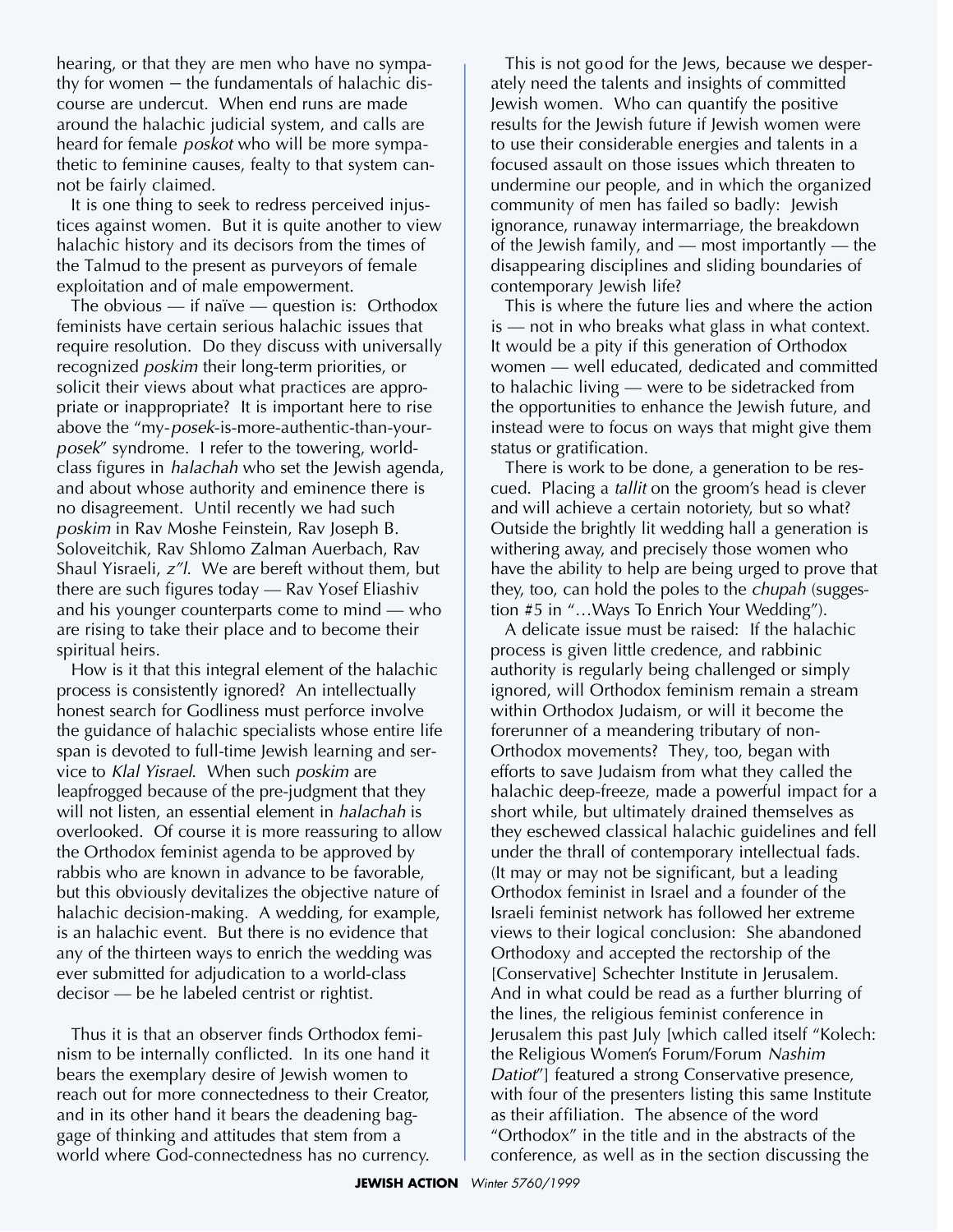hearing, or that they are men who have no sympathy for women — the fundamentals of halachic discourse are undercut. When end runs are made around the halachic judicial system, and calls are heard for female *poskot* who will be more sympathetic to feminine causes, fealty to that system cannot be fairly claimed.

It is one thing to seek to redress perceived injustices against women. But it is quite another to view halachic history and its decisors from the times of the Talmud to the present as purveyors of female exploitation and of male empowerment.

The obvious — if naïve — question is: Orthodox feminists have certain serious halachic issues that require resolution. Do they discuss with universally recognized *poskim* their long-term priorities, or solicit their views about what practices are appropriate or inappropriate? It is important here to rise above the "my-*posek*-is-more-authentic-than-your-*posek*" syndrome. I refer to the towering, world-class figures in *halachah* who set the Jewish agenda, and about whose authority and eminence there is no disagreement. Until recently we had such *poskim* in Rav Moshe Feinstein, Rav Joseph B. Soloveitchik, Rav Shlomo Zalman Auerbach, Rav Shaul Yisraeli, *z"l*. We are bereft without them, but there are such figures today — Rav Yosef Eliashiv and his younger counterparts come to mind — who are rising to take their place and to become their spiritual heirs.

How is it that this integral element of the halachic process is consistently ignored? An intellectually honest search for Godliness must perforce involve the guidance of halachic specialists whose entire life span is devoted to full-time Jewish learning and service to *Klal Yisrael*. When such *poskim* are leapfrogged because of the pre-judgment that they will not listen, an essential element in *halachah* is overlooked. Of course it is more reassuring to allow the Orthodox feminist agenda to be approved by rabbis who are known in advance to be favorable, but this obviously devitalizes the objective nature of halachic decision-making. A wedding, for example, is an halachic event. But there is no evidence that any of the thirteen ways to enrich the wedding was ever submitted for adjudication to a world-class decisor — be he labeled centrist or rightist.

Thus it is that an observer finds Orthodox feminism to be internally conflicted. In its one hand it bears the exemplary desire of Jewish women to reach out for more connectedness to their Creator, and in its other hand it bears the deadening baggage of thinking and attitudes that stem from a world where God-connectedness has no currency.

This is not good for the Jews, because we desperately need the talents and insights of committed Jewish women. Who can quantify the positive results for the Jewish future if Jewish women were to use their considerable energies and talents in a focused assault on those issues which threaten to undermine our people, and in which the organized community of men has failed so badly: Jewish ignorance, runaway intermarriage, the breakdown of the Jewish family, and — most importantly — the disappearing disciplines and sliding boundaries of contemporary Jewish life?

This is where the future lies and where the action is — not in who breaks what glass in what context. It would be a pity if this generation of Orthodox women — well educated, dedicated and committed to halachic living — were to be sidetracked from the opportunities to enhance the Jewish future, and instead were to focus on ways that might give them status or gratification.

There is work to be done, a generation to be rescued. Placing a *tallit* on the groom's head is clever and will achieve a certain notoriety, but so what? Outside the brightly lit wedding hall a generation is withering away, and precisely those women who have the ability to help are being urged to prove that they, too, can hold the poles to the *chupah* (suggestion #5 in "…Ways To Enrich Your Wedding").

A delicate issue must be raised: If the halachic process is given little credence, and rabbinic authority is regularly being challenged or simply ignored, will Orthodox feminism remain a stream within Orthodox Judaism, or will it become the forerunner of a meandering tributary of non-Orthodox movements? They, too, began with efforts to save Judaism from what they called the halachic deep-freeze, made a powerful impact for a short while, but ultimately drained themselves as they eschewed classical halachic guidelines and fell under the thrall of contemporary intellectual fads. (It may or may not be significant, but a leading Orthodox feminist in Israel and a founder of the Israeli feminist network has followed her extreme views to their logical conclusion: She abandoned Orthodoxy and accepted the rectorship of the [Conservative] Schechter Institute in Jerusalem. And in what could be read as a further blurring of the lines, the religious feminist conference in Jerusalem this past July [which called itself "Kolech: the Religious Women's Forum/Forum *Nashim Datiot*"] featured a strong Conservative presence, with four of the presenters listing this same Institute as their affiliation. The absence of the word "Orthodox" in the title and in the abstracts of the conference, as well as in the section discussing the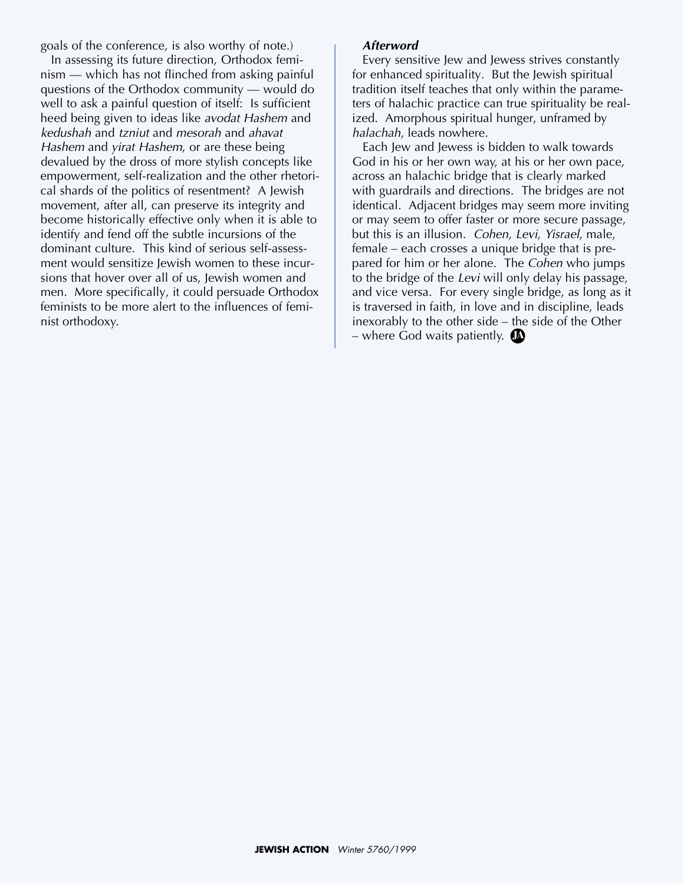goals of the conference, is also worthy of note.)

In assessing its future direction, Orthodox feminism — which has not flinched from asking painful questions of the Orthodox community — would do well to ask a painful question of itself: Is sufficient heed being given to ideas like *avodat Hashem* and *kedushah* and *tzniut* and *mesorah* and *ahavat Hashem* and *yirat Hashem*, or are these being devalued by the dross of more stylish concepts like empowerment, self-realization and the other rhetorical shards of the politics of resentment? A Jewish movement, after all, can preserve its integrity and become historically effective only when it is able to identify and fend off the subtle incursions of the dominant culture. This kind of serious self-assessment would sensitize Jewish women to these incursions that hover over all of us, Jewish women and men. More specifically, it could persuade Orthodox feminists to be more alert to the influences of feminist orthodoxy.

### *Afterword*

Every sensitive Jew and Jewess strives constantly for enhanced spirituality. But the Jewish spiritual tradition itself teaches that only within the parameters of halachic practice can true spirituality be realized. Amorphous spiritual hunger, unframed by *halachah*, leads nowhere.

Each Jew and Jewess is bidden to walk towards God in his or her own way, at his or her own pace, across an halachic bridge that is clearly marked with guardrails and directions. The bridges are not identical. Adjacent bridges may seem more inviting or may seem to offer faster or more secure passage, but this is an illusion. *Cohen*, *Levi*, *Yisrael*, male, female – each crosses a unique bridge that is prepared for him or her alone. The *Cohen* who jumps to the bridge of the *Levi* will only delay his passage, and vice versa. For every single bridge, as long as it is traversed in faith, in love and in discipline, leads inexorably to the other side – the side of the Other – where God waits patiently. JA